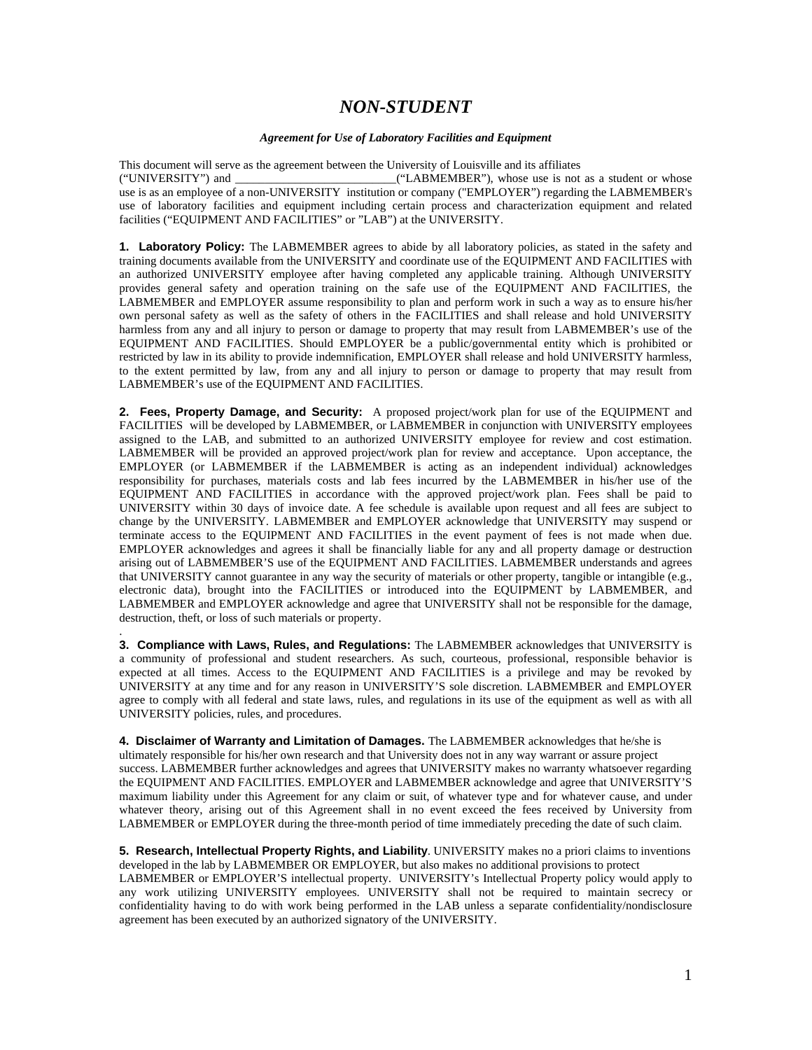# *NON-STUDENT*

***Agreement for Use of Laboratory Facilities and Equipment***

This document will serve as the agreement between the University of Louisville and its affiliates ("UNIVERSITY") and ___________________________("LABMEMBER"), whose use is not as a student or whose use is as an employee of a non-UNIVERSITY institution or company ("EMPLOYER") regarding the LABMEMBER's use of laboratory facilities and equipment including certain process and characterization equipment and related facilities ("EQUIPMENT AND FACILITIES" or "LAB") at the UNIVERSITY.

**1. Laboratory Policy:** The LABMEMBER agrees to abide by all laboratory policies, as stated in the safety and training documents available from the UNIVERSITY and coordinate use of the EQUIPMENT AND FACILITIES with an authorized UNIVERSITY employee after having completed any applicable training. Although UNIVERSITY provides general safety and operation training on the safe use of the EQUIPMENT AND FACILITIES, the LABMEMBER and EMPLOYER assume responsibility to plan and perform work in such a way as to ensure his/her own personal safety as well as the safety of others in the FACILITIES and shall release and hold UNIVERSITY harmless from any and all injury to person or damage to property that may result from LABMEMBER's use of the EQUIPMENT AND FACILITIES. Should EMPLOYER be a public/governmental entity which is prohibited or restricted by law in its ability to provide indemnification, EMPLOYER shall release and hold UNIVERSITY harmless, to the extent permitted by law, from any and all injury to person or damage to property that may result from LABMEMBER's use of the EQUIPMENT AND FACILITIES.

**2. Fees, Property Damage, and Security:** A proposed project/work plan for use of the EQUIPMENT and FACILITIES will be developed by LABMEMBER, or LABMEMBER in conjunction with UNIVERSITY employees assigned to the LAB, and submitted to an authorized UNIVERSITY employee for review and cost estimation. LABMEMBER will be provided an approved project/work plan for review and acceptance. Upon acceptance, the EMPLOYER (or LABMEMBER if the LABMEMBER is acting as an independent individual) acknowledges responsibility for purchases, materials costs and lab fees incurred by the LABMEMBER in his/her use of the EQUIPMENT AND FACILITIES in accordance with the approved project/work plan. Fees shall be paid to UNIVERSITY within 30 days of invoice date. A fee schedule is available upon request and all fees are subject to change by the UNIVERSITY. LABMEMBER and EMPLOYER acknowledge that UNIVERSITY may suspend or terminate access to the EQUIPMENT AND FACILITIES in the event payment of fees is not made when due. EMPLOYER acknowledges and agrees it shall be financially liable for any and all property damage or destruction arising out of LABMEMBER'S use of the EQUIPMENT AND FACILITIES. LABMEMBER understands and agrees that UNIVERSITY cannot guarantee in any way the security of materials or other property, tangible or intangible (e.g., electronic data), brought into the FACILITIES or introduced into the EQUIPMENT by LABMEMBER, and LABMEMBER and EMPLOYER acknowledge and agree that UNIVERSITY shall not be responsible for the damage, destruction, theft, or loss of such materials or property.

**3. Compliance with Laws, Rules, and Regulations:** The LABMEMBER acknowledges that UNIVERSITY is a community of professional and student researchers. As such, courteous, professional, responsible behavior is expected at all times. Access to the EQUIPMENT AND FACILITIES is a privilege and may be revoked by UNIVERSITY at any time and for any reason in UNIVERSITY'S sole discretion. LABMEMBER and EMPLOYER agree to comply with all federal and state laws, rules, and regulations in its use of the equipment as well as with all UNIVERSITY policies, rules, and procedures.

**4. Disclaimer of Warranty and Limitation of Damages.** The LABMEMBER acknowledges that he/she is ultimately responsible for his/her own research and that University does not in any way warrant or assure project success. LABMEMBER further acknowledges and agrees that UNIVERSITY makes no warranty whatsoever regarding the EQUIPMENT AND FACILITIES. EMPLOYER and LABMEMBER acknowledge and agree that UNIVERSITY'S maximum liability under this Agreement for any claim or suit, of whatever type and for whatever cause, and under whatever theory, arising out of this Agreement shall in no event exceed the fees received by University from LABMEMBER or EMPLOYER during the three-month period of time immediately preceding the date of such claim.

**5. Research, Intellectual Property Rights, and Liability**. UNIVERSITY makes no a priori claims to inventions developed in the lab by LABMEMBER OR EMPLOYER, but also makes no additional provisions to protect LABMEMBER or EMPLOYER'S intellectual property. UNIVERSITY's Intellectual Property policy would apply to any work utilizing UNIVERSITY employees. UNIVERSITY shall not be required to maintain secrecy or confidentiality having to do with work being performed in the LAB unless a separate confidentiality/nondisclosure agreement has been executed by an authorized signatory of the UNIVERSITY.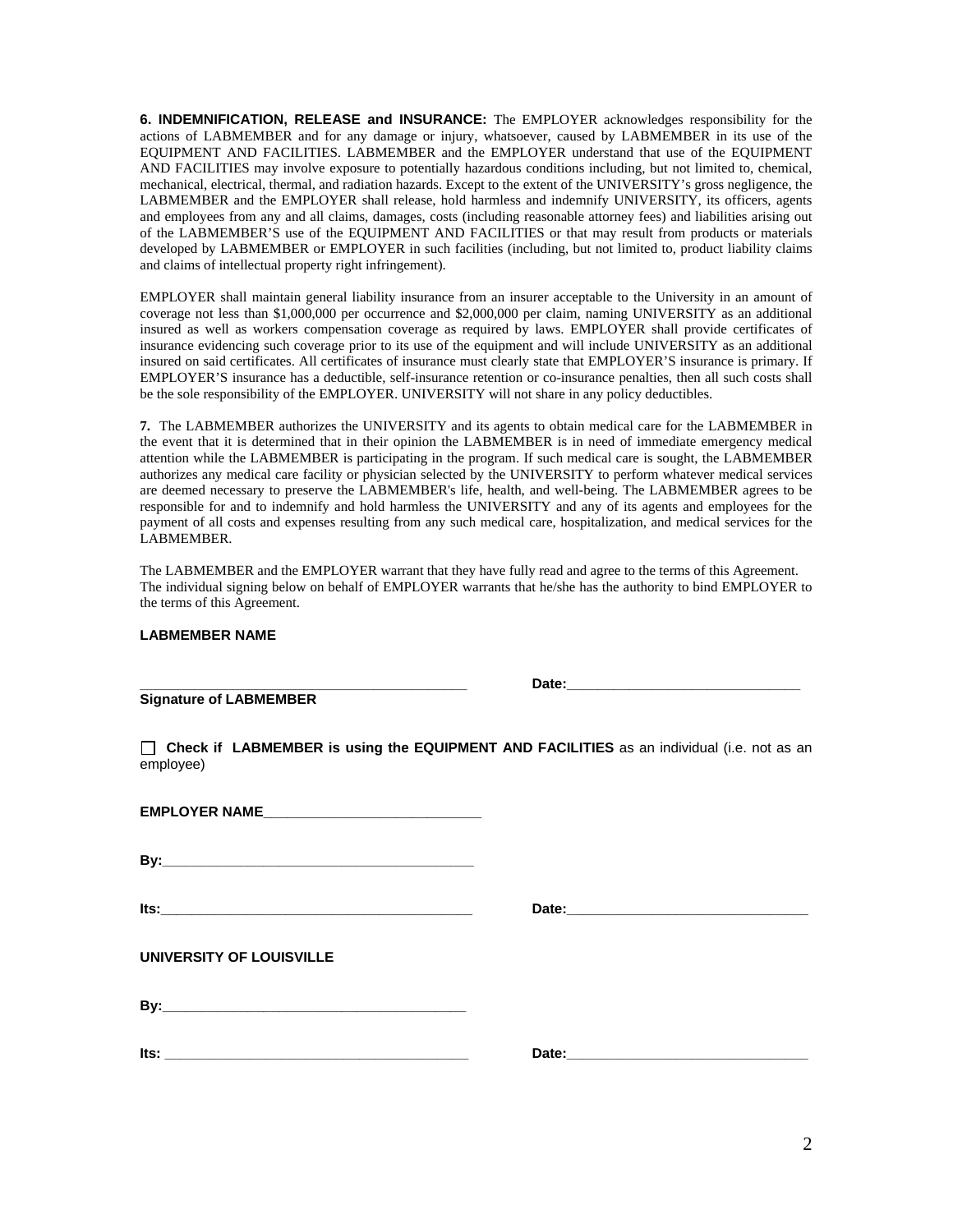**6. INDEMNIFICATION, RELEASE and INSURANCE:** The EMPLOYER acknowledges responsibility for the actions of LABMEMBER and for any damage or injury, whatsoever, caused by LABMEMBER in its use of the EQUIPMENT AND FACILITIES. LABMEMBER and the EMPLOYER understand that use of the EQUIPMENT AND FACILITIES may involve exposure to potentially hazardous conditions including, but not limited to, chemical, mechanical, electrical, thermal, and radiation hazards. Except to the extent of the UNIVERSITY's gross negligence, the LABMEMBER and the EMPLOYER shall release, hold harmless and indemnify UNIVERSITY, its officers, agents and employees from any and all claims, damages, costs (including reasonable attorney fees) and liabilities arising out of the LABMEMBER'S use of the EQUIPMENT AND FACILITIES or that may result from products or materials developed by LABMEMBER or EMPLOYER in such facilities (including, but not limited to, product liability claims and claims of intellectual property right infringement).

EMPLOYER shall maintain general liability insurance from an insurer acceptable to the University in an amount of coverage not less than $1,000,000 per occurrence and $2,000,000 per claim, naming UNIVERSITY as an additional insured as well as workers compensation coverage as required by laws. EMPLOYER shall provide certificates of insurance evidencing such coverage prior to its use of the equipment and will include UNIVERSITY as an additional insured on said certificates. All certificates of insurance must clearly state that EMPLOYER'S insurance is primary. If EMPLOYER'S insurance has a deductible, self-insurance retention or co-insurance penalties, then all such costs shall be the sole responsibility of the EMPLOYER. UNIVERSITY will not share in any policy deductibles.

**7.** The LABMEMBER authorizes the UNIVERSITY and its agents to obtain medical care for the LABMEMBER in the event that it is determined that in their opinion the LABMEMBER is in need of immediate emergency medical attention while the LABMEMBER is participating in the program. If such medical care is sought, the LABMEMBER authorizes any medical care facility or physician selected by the UNIVERSITY to perform whatever medical services are deemed necessary to preserve the LABMEMBER's life, health, and well-being. The LABMEMBER agrees to be responsible for and to indemnify and hold harmless the UNIVERSITY and any of its agents and employees for the payment of all costs and expenses resulting from any such medical care, hospitalization, and medical services for the LABMEMBER.

The LABMEMBER and the EMPLOYER warrant that they have fully read and agree to the terms of this Agreement. The individual signing below on behalf of EMPLOYER warrants that he/she has the authority to bind EMPLOYER to the terms of this Agreement.

**LABMEMBER NAME**

\_\_\_\_\_\_\_\_\_\_\_\_\_\_\_\_\_\_\_\_\_\_\_\_\_\_\_\_\_\_\_\_\_\_\_\_\_\_\_\_\_\_ **Date:**\_\_\_\_\_\_\_\_\_\_\_\_\_\_\_\_\_\_\_\_\_\_\_\_\_\_\_\_\_\_
**Signature of LABMEMBER**

☐ **Check if LABMEMBER is using the EQUIPMENT AND FACILITIES** as an individual (i.e. not as an employee)

**EMPLOYER NAME**\_\_\_\_\_\_\_\_\_\_\_\_\_\_\_\_\_\_\_\_\_\_\_\_\_\_\_\_

**By:**\_\_\_\_\_\_\_\_\_\_\_\_\_\_\_\_\_\_\_\_\_\_\_\_\_\_\_\_\_\_\_\_\_\_\_\_\_\_\_\_

**Its:**\_\_\_\_\_\_\_\_\_\_\_\_\_\_\_\_\_\_\_\_\_\_\_\_\_\_\_\_\_\_\_\_\_\_\_\_\_\_\_\_ **Date:**\_\_\_\_\_\_\_\_\_\_\_\_\_\_\_\_\_\_\_\_\_\_\_\_\_\_\_\_\_\_

**UNIVERSITY OF LOUISVILLE**

**By:**\_\_\_\_\_\_\_\_\_\_\_\_\_\_\_\_\_\_\_\_\_\_\_\_\_\_\_\_\_\_\_\_\_\_\_\_\_\_\_\_

**Its:** \_\_\_\_\_\_\_\_\_\_\_\_\_\_\_\_\_\_\_\_\_\_\_\_\_\_\_\_\_\_\_\_\_\_\_\_\_\_\_\_ **Date:**\_\_\_\_\_\_\_\_\_\_\_\_\_\_\_\_\_\_\_\_\_\_\_\_\_\_\_\_\_\_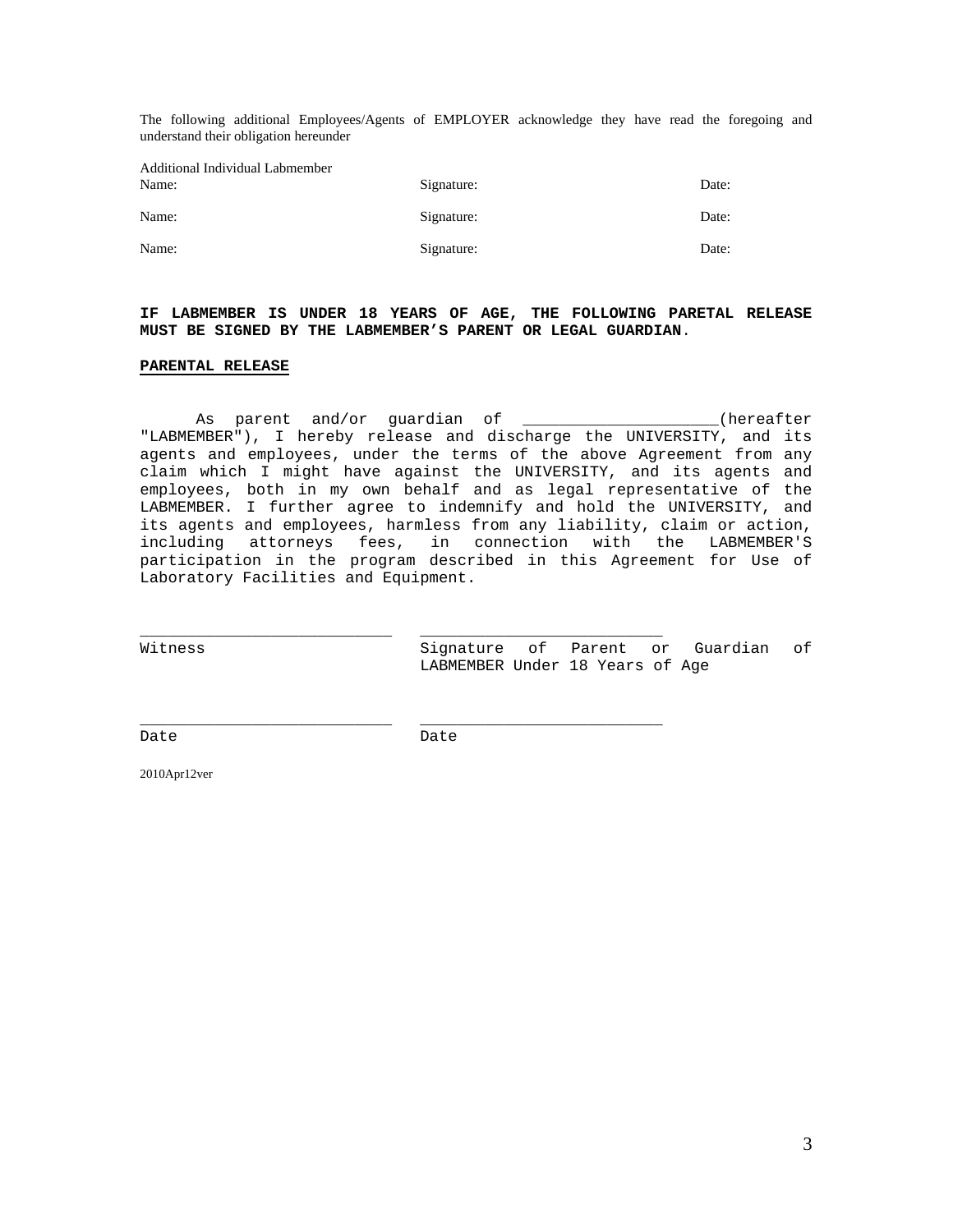The following additional Employees/Agents of EMPLOYER acknowledge they have read the foregoing and understand their obligation hereunder

Additional Individual Labmember

| | | |
|---|---|---|
| Name: | Signature: | Date: |
| Name: | Signature: | Date: |
| Name: | Signature: | Date: |

**IF LABMEMBER IS UNDER 18 YEARS OF AGE, THE FOLLOWING PARETAL RELEASE MUST BE SIGNED BY THE LABMEMBER'S PARENT OR LEGAL GUARDIAN.**

**PARENTAL RELEASE**

As parent and/or guardian of ____________________(hereafter "LABMEMBER"), I hereby release and discharge the UNIVERSITY, and its agents and employees, under the terms of the above Agreement from any claim which I might have against the UNIVERSITY, and its agents and employees, both in my own behalf and as legal representative of the LABMEMBER. I further agree to indemnify and hold the UNIVERSITY, and its agents and employees, harmless from any liability, claim or action, including attorneys fees, in connection with the LABMEMBER'S participation in the program described in this Agreement for Use of Laboratory Facilities and Equipment.

___________________________ ___________________________

Witness Signature of Parent or Guardian of LABMEMBER Under 18 Years of Age

___________________________ ___________________________

Date Date

2010Apr12ver